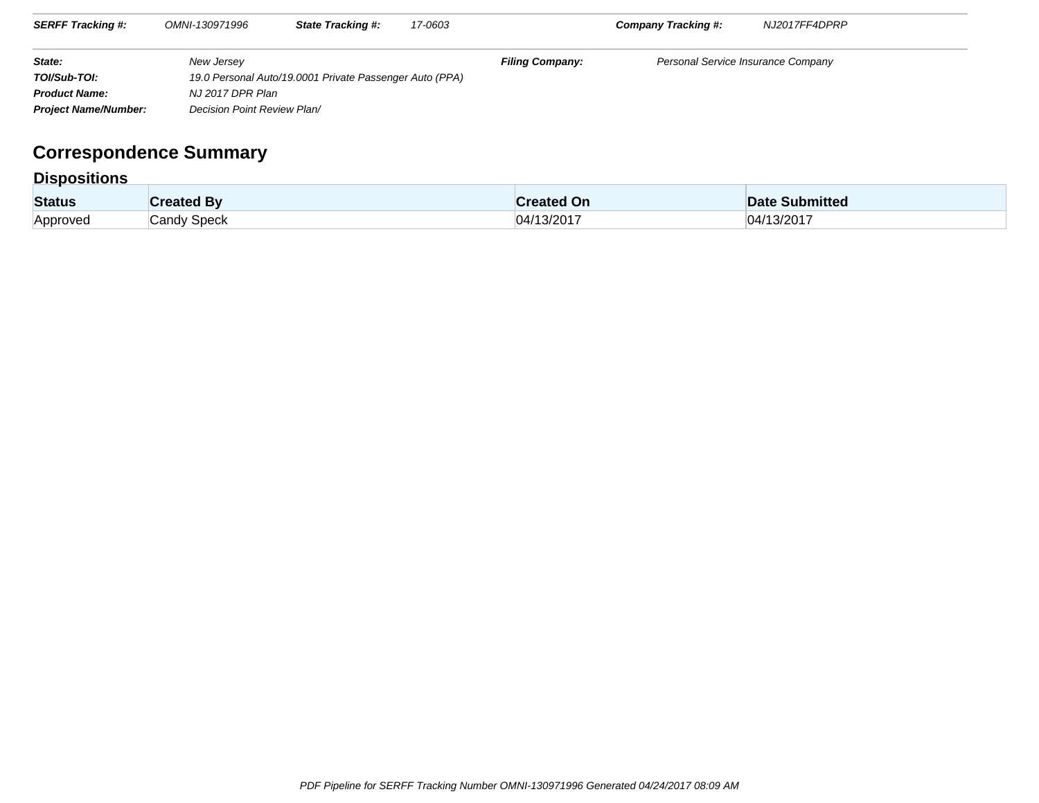**SERFF Tracking #:** *OMNI-130971996* **State Tracking #:** *17-0603* **Company Tracking #:** *NJ2017FF4DPRP*

| | | | |
|---|---|---|---|
| **State:** | *New Jersey* | **Filing Company:** | *Personal Service Insurance Company* |
| **TOI/Sub-TOI:** | *19.0 Personal Auto/19.0001 Private Passenger Auto (PPA)* | | |
| **Product Name:** | *NJ 2017 DPR Plan* | | |
| **Project Name/Number:** | *Decision Point Review Plan/* | | |

# Correspondence Summary

## Dispositions

| Status | Created By | Created On | Date Submitted |
|---|---|---|---|
| Approved | Candy Speck | 04/13/2017 | 04/13/2017 |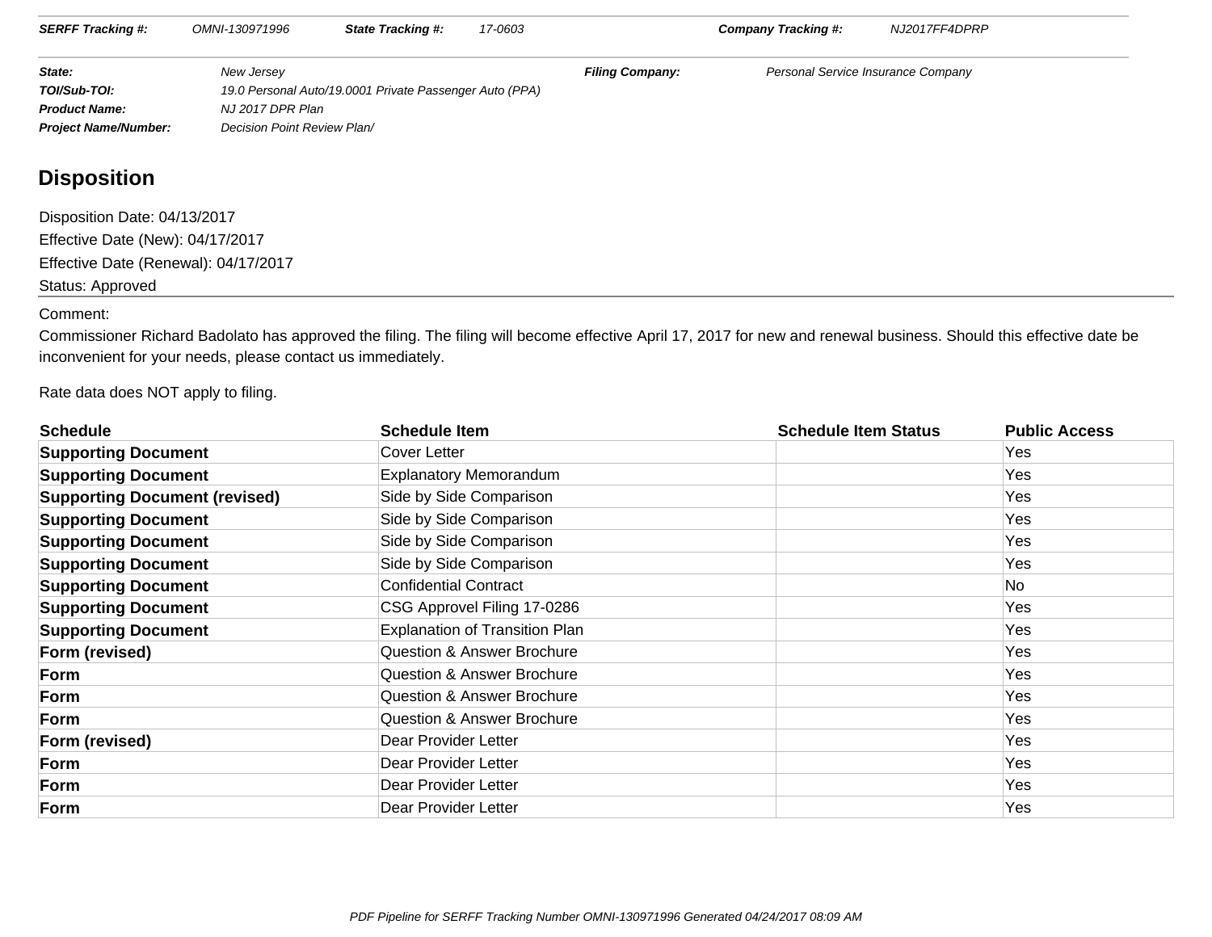| SERFF Tracking #: | OMNI-130971996 | State Tracking #: | 17-0603 | Company Tracking #: | NJ2017FF4DPRP |
| --- | --- | --- | --- | --- | --- |

| | | | |
| --- | --- | --- | --- |
| **State:** | New Jersey | **Filing Company:** | Personal Service Insurance Company |
| **TOI/Sub-TOI:** | 19.0 Personal Auto/19.0001 Private Passenger Auto (PPA) | | |
| **Product Name:** | NJ 2017 DPR Plan | | |
| **Project Name/Number:** | Decision Point Review Plan/ | | |

## Disposition

Disposition Date: 04/13/2017

Effective Date (New): 04/17/2017

Effective Date (Renewal): 04/17/2017

Status: Approved

Comment:

Commissioner Richard Badolato has approved the filing. The filing will become effective April 17, 2017 for new and renewal business. Should this effective date be inconvenient for your needs, please contact us immediately.

Rate data does NOT apply to filing.

| Schedule | Schedule Item | Schedule Item Status | Public Access |
| --- | --- | --- | --- |
| **Supporting Document** | Cover Letter | | Yes |
| **Supporting Document** | Explanatory Memorandum | | Yes |
| **Supporting Document (revised)** | Side by Side Comparison | | Yes |
| **Supporting Document** | Side by Side Comparison | | Yes |
| **Supporting Document** | Side by Side Comparison | | Yes |
| **Supporting Document** | Side by Side Comparison | | Yes |
| **Supporting Document** | Confidential Contract | | No |
| **Supporting Document** | CSG Approvel Filing 17-0286 | | Yes |
| **Supporting Document** | Explanation of Transition Plan | | Yes |
| **Form (revised)** | Question & Answer Brochure | | Yes |
| **Form** | Question & Answer Brochure | | Yes |
| **Form** | Question & Answer Brochure | | Yes |
| **Form** | Question & Answer Brochure | | Yes |
| **Form (revised)** | Dear Provider Letter | | Yes |
| **Form** | Dear Provider Letter | | Yes |
| **Form** | Dear Provider Letter | | Yes |
| **Form** | Dear Provider Letter | | Yes |